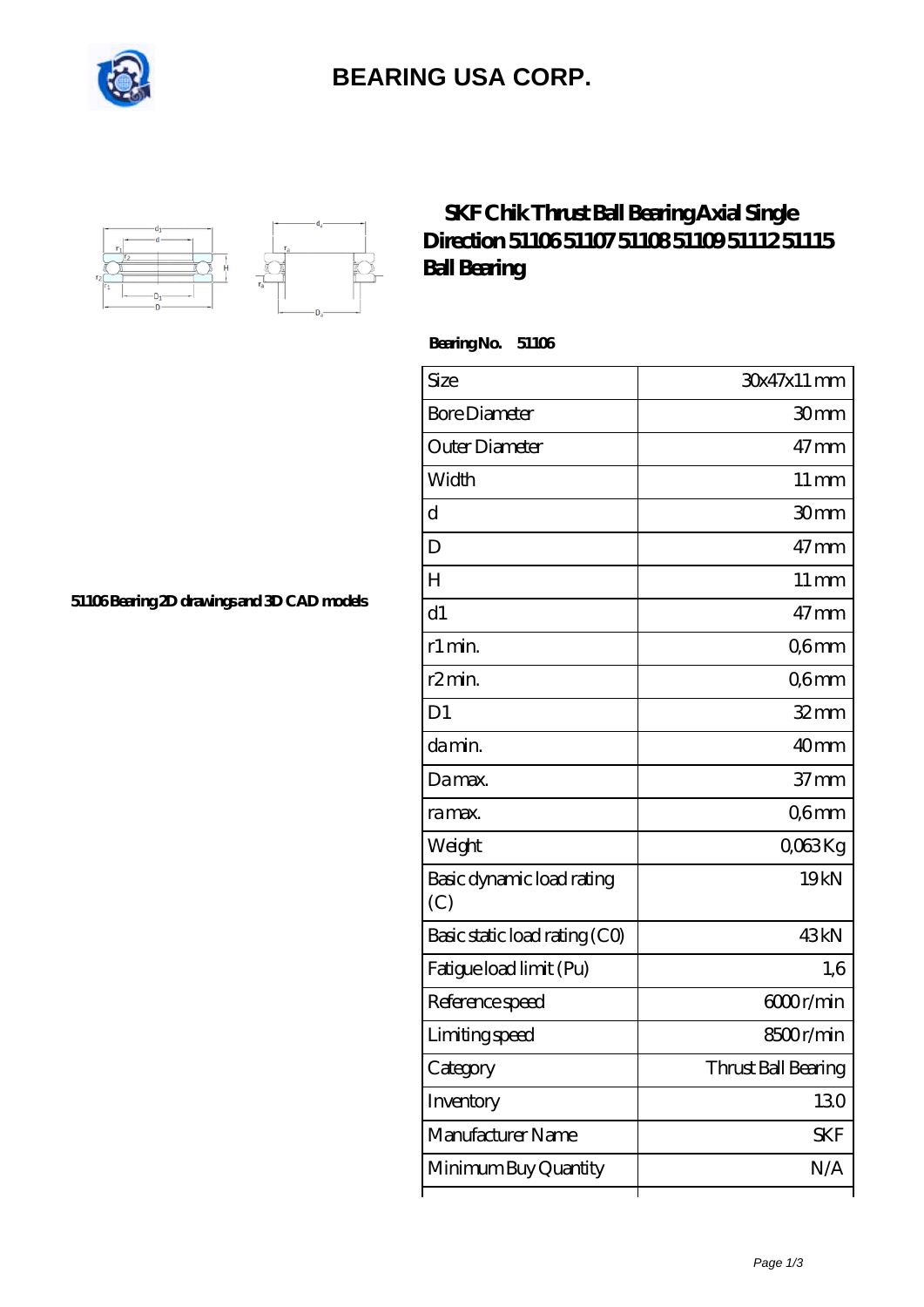# BEARING USA CORP.

## SKF Chik Thrust Ball Bearing Axial Single Direction 51106 51107 51108 51109 51112 51115 Ball Bearing

**Bearing No. 51106**

51106 Bearing 2D drawings and 3D CAD models

| Size | 30x47x11 mm |
|---|---|
| Bore Diameter | 30 mm |
| Outer Diameter | 47 mm |
| Width | 11 mm |
| d | 30 mm |
| D | 47 mm |
| H | 11 mm |
| d1 | 47 mm |
| r1 min. | 0,6 mm |
| r2 min. | 0,6 mm |
| D1 | 32 mm |
| da min. | 40 mm |
| Da max. | 37 mm |
| ra max. | 0,6 mm |
| Weight | 0,063 Kg |
| Basic dynamic load rating (C) | 19 kN |
| Basic static load rating (C0) | 43 kN |
| Fatigue load limit (Pu) | 1,6 |
| Reference speed | 6000 r/min |
| Limiting speed | 8500 r/min |
| Category | Thrust Ball Bearing |
| Inventory | 13.0 |
| Manufacturer Name | SKF |
| Minimum Buy Quantity | N/A |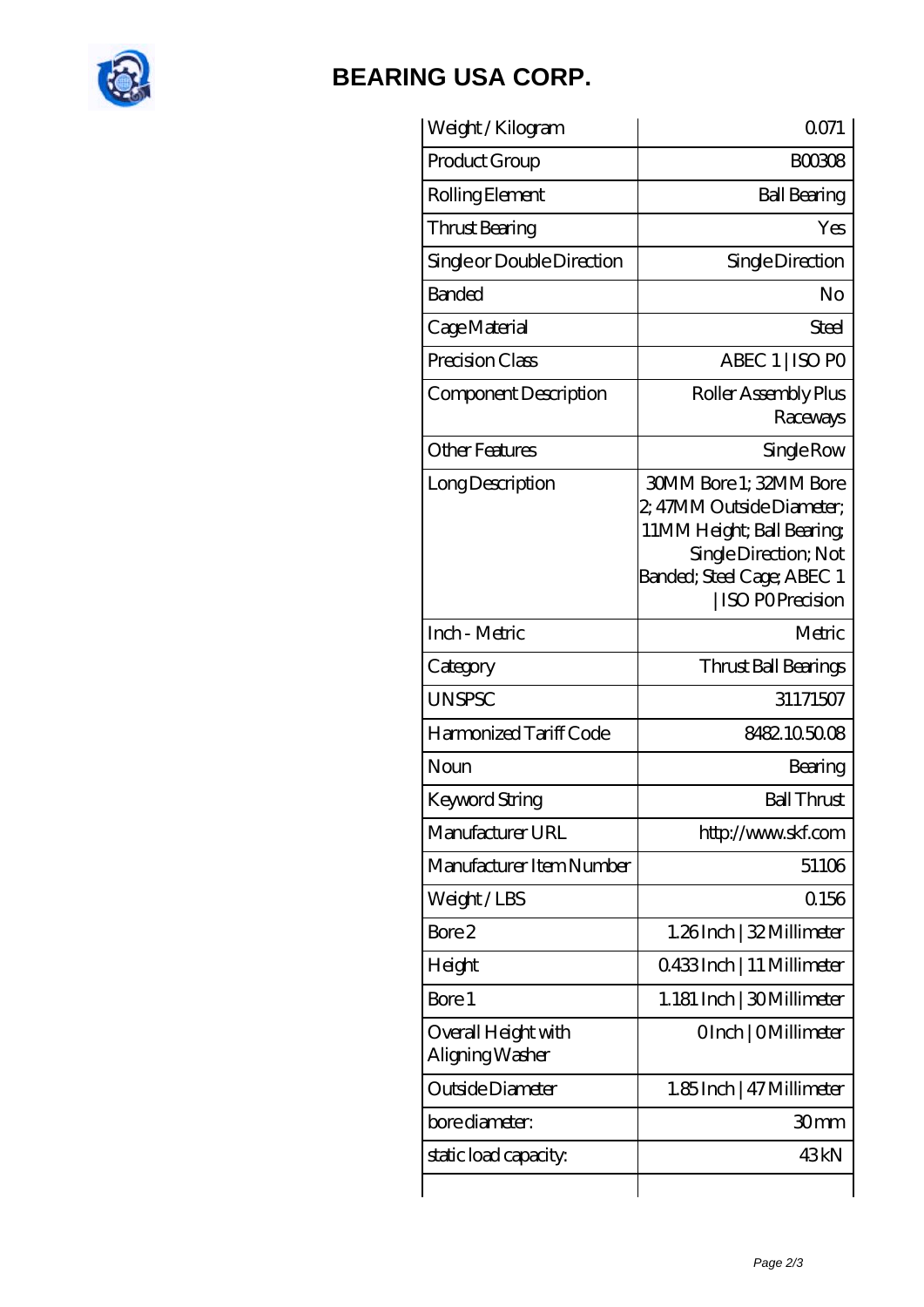# BEARING USA CORP.

| Weight / Kilogram | 0.071 |
|---|---|
| Product Group | B00308 |
| Rolling Element | Ball Bearing |
| Thrust Bearing | Yes |
| Single or Double Direction | Single Direction |
| Banded | No |
| Cage Material | Steel |
| Precision Class | ABEC 1 \| ISO P0 |
| Component Description | Roller Assembly Plus Raceways |
| Other Features | Single Row |
| Long Description | 30MM Bore 1; 32MM Bore 2; 47MM Outside Diameter; 11MM Height; Ball Bearing; Single Direction; Not Banded; Steel Cage; ABEC 1 \| ISO P0 Precision |
| Inch - Metric | Metric |
| Category | Thrust Ball Bearings |
| UNSPSC | 31171507 |
| Harmonized Tariff Code | 8482.10.50.08 |
| Noun | Bearing |
| Keyword String | Ball Thrust |
| Manufacturer URL | http://www.skf.com |
| Manufacturer Item Number | 51106 |
| Weight / LBS | 0.156 |
| Bore 2 | 1.26 Inch \| 32 Millimeter |
| Height | 0.433 Inch \| 11 Millimeter |
| Bore 1 | 1.181 Inch \| 30 Millimeter |
| Overall Height with Aligning Washer | 0 Inch \| 0 Millimeter |
| Outside Diameter | 1.85 Inch \| 47 Millimeter |
| bore diameter: | 30 mm |
| static load capacity: | 43 kN |
| | |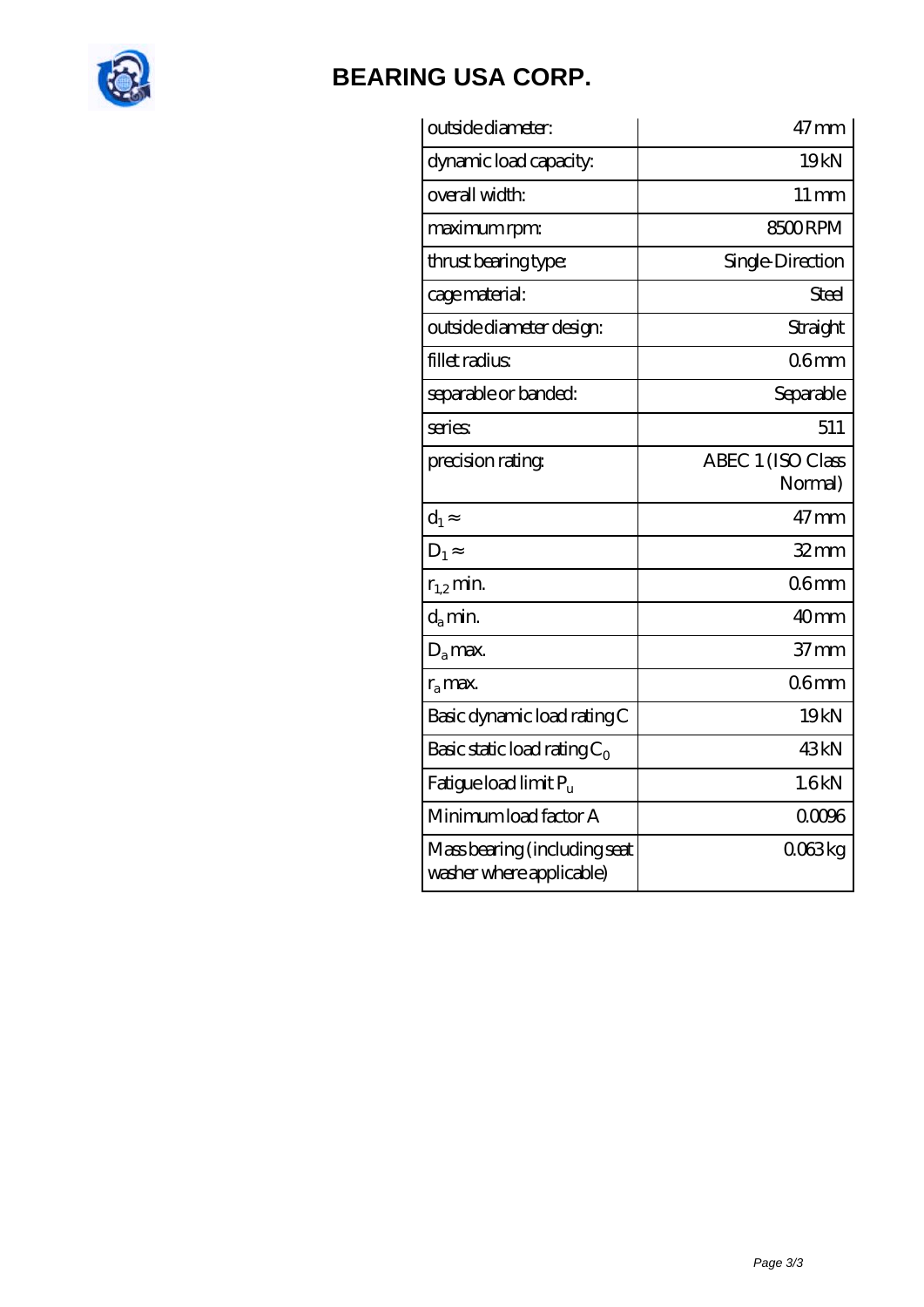| | |
|---|---|
| outside diameter: | 47 mm |
| dynamic load capacity: | 19 kN |
| overall width: | 11 mm |
| maximum rpm: | 8500 RPM |
| thrust bearing type: | Single-Direction |
| cage material: | Steel |
| outside diameter design: | Straight |
| fillet radius: | 0.6 mm |
| separable or banded: | Separable |
| series: | 511 |
| precision rating: | ABEC 1 (ISO Class Normal) |
| $d_1 \approx$ | 47 mm |
| $D_1 \approx$ | 32 mm |
| $r_{1,2}$ min. | 0.6 mm |
| $d_a$ min. | 40 mm |
| $D_a$ max. | 37 mm |
| $r_a$ max. | 0.6 mm |
| Basic dynamic load rating C | 19 kN |
| Basic static load rating $C_0$ | 43 kN |
| Fatigue load limit $P_u$ | 1.6 kN |
| Minimum load factor A | 0.0096 |
| Mass bearing (including seat washer where applicable) | 0.063 kg |